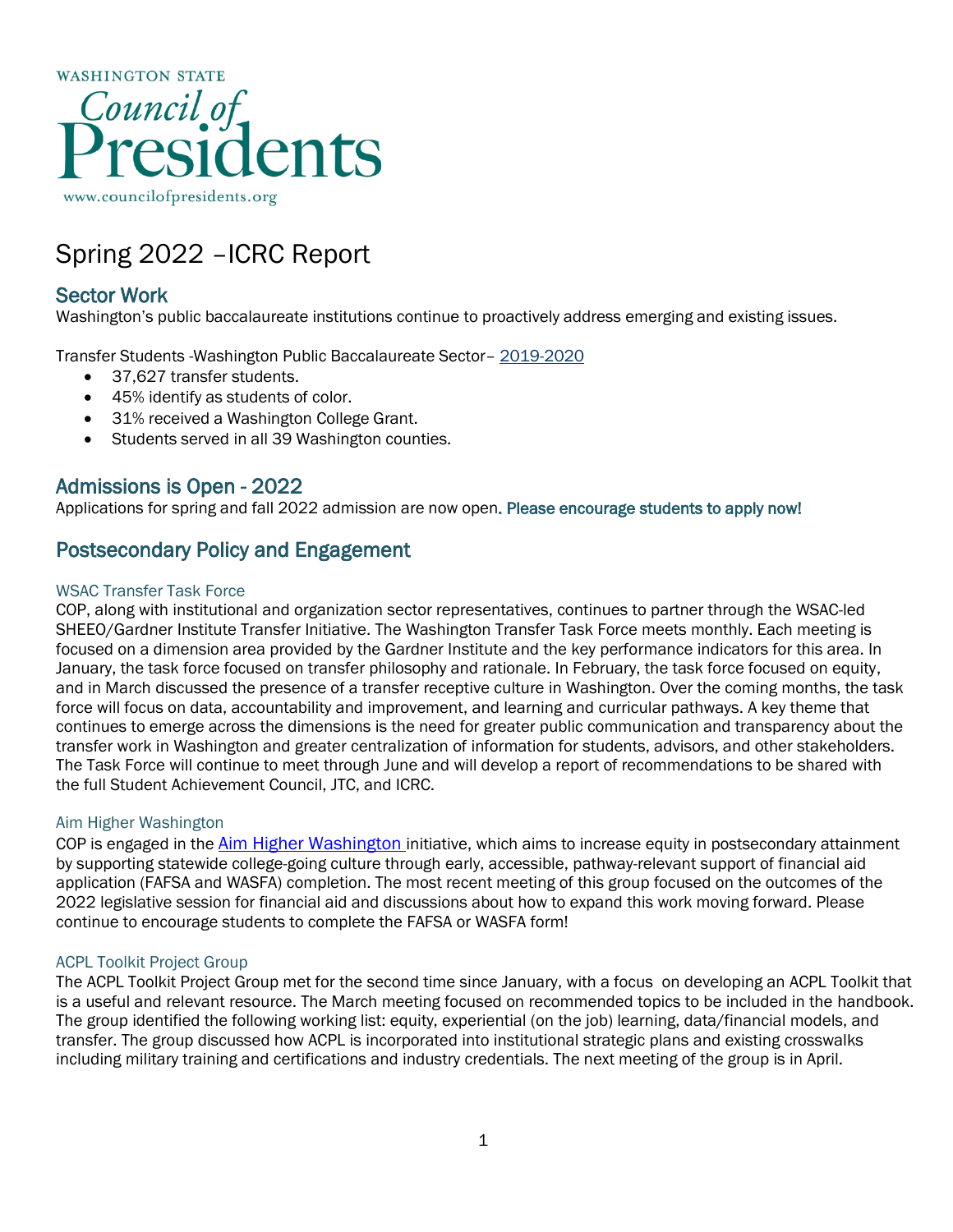WASHINGTON STATE

Council of Presidents

www.councilofpresidents.org

# Spring 2022 –ICRC Report

## Sector Work

Washington's public baccalaureate institutions continue to proactively address emerging and existing issues.

Transfer Students -Washington Public Baccalaureate Sector– [2019-2020]()

- 37,627 transfer students.
- 45% identify as students of color.
- 31% received a Washington College Grant.
- Students served in all 39 Washington counties.

## Admissions is Open - 2022

Applications for spring and fall 2022 admission are now open. Please encourage students to apply now!

## Postsecondary Policy and Engagement

### WSAC Transfer Task Force

COP, along with institutional and organization sector representatives, continues to partner through the WSAC-led SHEEO/Gardner Institute Transfer Initiative. The Washington Transfer Task Force meets monthly. Each meeting is focused on a dimension area provided by the Gardner Institute and the key performance indicators for this area. In January, the task force focused on transfer philosophy and rationale. In February, the task force focused on equity, and in March discussed the presence of a transfer receptive culture in Washington. Over the coming months, the task force will focus on data, accountability and improvement, and learning and curricular pathways. A key theme that continues to emerge across the dimensions is the need for greater public communication and transparency about the transfer work in Washington and greater centralization of information for students, advisors, and other stakeholders. The Task Force will continue to meet through June and will develop a report of recommendations to be shared with the full Student Achievement Council, JTC, and ICRC.

### Aim Higher Washington

COP is engaged in the [Aim Higher Washington ]()initiative, which aims to increase equity in postsecondary attainment by supporting statewide college-going culture through early, accessible, pathway-relevant support of financial aid application (FAFSA and WASFA) completion. The most recent meeting of this group focused on the outcomes of the 2022 legislative session for financial aid and discussions about how to expand this work moving forward. Please continue to encourage students to complete the FAFSA or WASFA form!

### ACPL Toolkit Project Group

The ACPL Toolkit Project Group met for the second time since January, with a focus on developing an ACPL Toolkit that is a useful and relevant resource. The March meeting focused on recommended topics to be included in the handbook. The group identified the following working list: equity, experiential (on the job) learning, data/financial models, and transfer. The group discussed how ACPL is incorporated into institutional strategic plans and existing crosswalks including military training and certifications and industry credentials. The next meeting of the group is in April.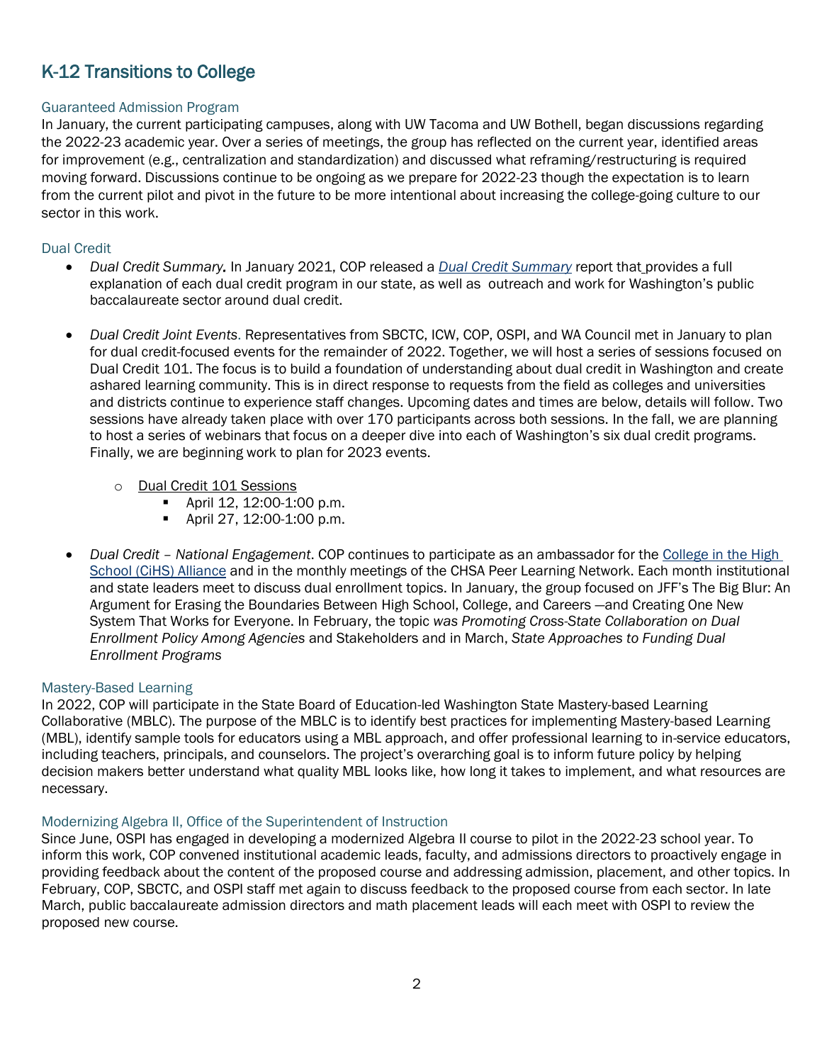## K-12 Transitions to College

### Guaranteed Admission Program

In January, the current participating campuses, along with UW Tacoma and UW Bothell, began discussions regarding the 2022-23 academic year. Over a series of meetings, the group has reflected on the current year, identified areas for improvement (e.g., centralization and standardization) and discussed what reframing/restructuring is required moving forward. Discussions continue to be ongoing as we prepare for 2022-23 though the expectation is to learn from the current pilot and pivot in the future to be more intentional about increasing the college-going culture to our sector in this work.

### Dual Credit

- *Dual Credit Summary.* In January 2021, COP released a *Dual Credit Summary* report that provides a full explanation of each dual credit program in our state, as well as outreach and work for Washington's public baccalaureate sector around dual credit.

- *Dual Credit Joint Events.* Representatives from SBCTC, ICW, COP, OSPI, and WA Council met in January to plan for dual credit-focused events for the remainder of 2022. Together, we will host a series of sessions focused on Dual Credit 101. The focus is to build a foundation of understanding about dual credit in Washington and create ashared learning community. This is in direct response to requests from the field as colleges and universities and districts continue to experience staff changes. Upcoming dates and times are below, details will follow. Two sessions have already taken place with over 170 participants across both sessions. In the fall, we are planning to host a series of webinars that focus on a deeper dive into each of Washington's six dual credit programs. Finally, we are beginning work to plan for 2023 events.

    - Dual Credit 101 Sessions
        - April 12, 12:00-1:00 p.m.
        - April 27, 12:00-1:00 p.m.

- *Dual Credit – National Engagement*. COP continues to participate as an ambassador for the College in the High School (CiHS) Alliance and in the monthly meetings of the CHSA Peer Learning Network. Each month institutional and state leaders meet to discuss dual enrollment topics. In January, the group focused on JFF's The Big Blur: An Argument for Erasing the Boundaries Between High School, College, and Careers —and Creating One New System That Works for Everyone. In February, the topic *was Promoting Cross-State Collaboration on Dual Enrollment Policy Among Agencies* and Stakeholders and in March, *State Approaches to Funding Dual Enrollment Programs*

### Mastery-Based Learning

In 2022, COP will participate in the State Board of Education-led Washington State Mastery-based Learning Collaborative (MBLC). The purpose of the MBLC is to identify best practices for implementing Mastery-based Learning (MBL), identify sample tools for educators using a MBL approach, and offer professional learning to in-service educators, including teachers, principals, and counselors. The project's overarching goal is to inform future policy by helping decision makers better understand what quality MBL looks like, how long it takes to implement, and what resources are necessary.

### Modernizing Algebra II, Office of the Superintendent of Instruction

Since June, OSPI has engaged in developing a modernized Algebra II course to pilot in the 2022-23 school year. To inform this work, COP convened institutional academic leads, faculty, and admissions directors to proactively engage in providing feedback about the content of the proposed course and addressing admission, placement, and other topics. In February, COP, SBCTC, and OSPI staff met again to discuss feedback to the proposed course from each sector. In late March, public baccalaureate admission directors and math placement leads will each meet with OSPI to review the proposed new course.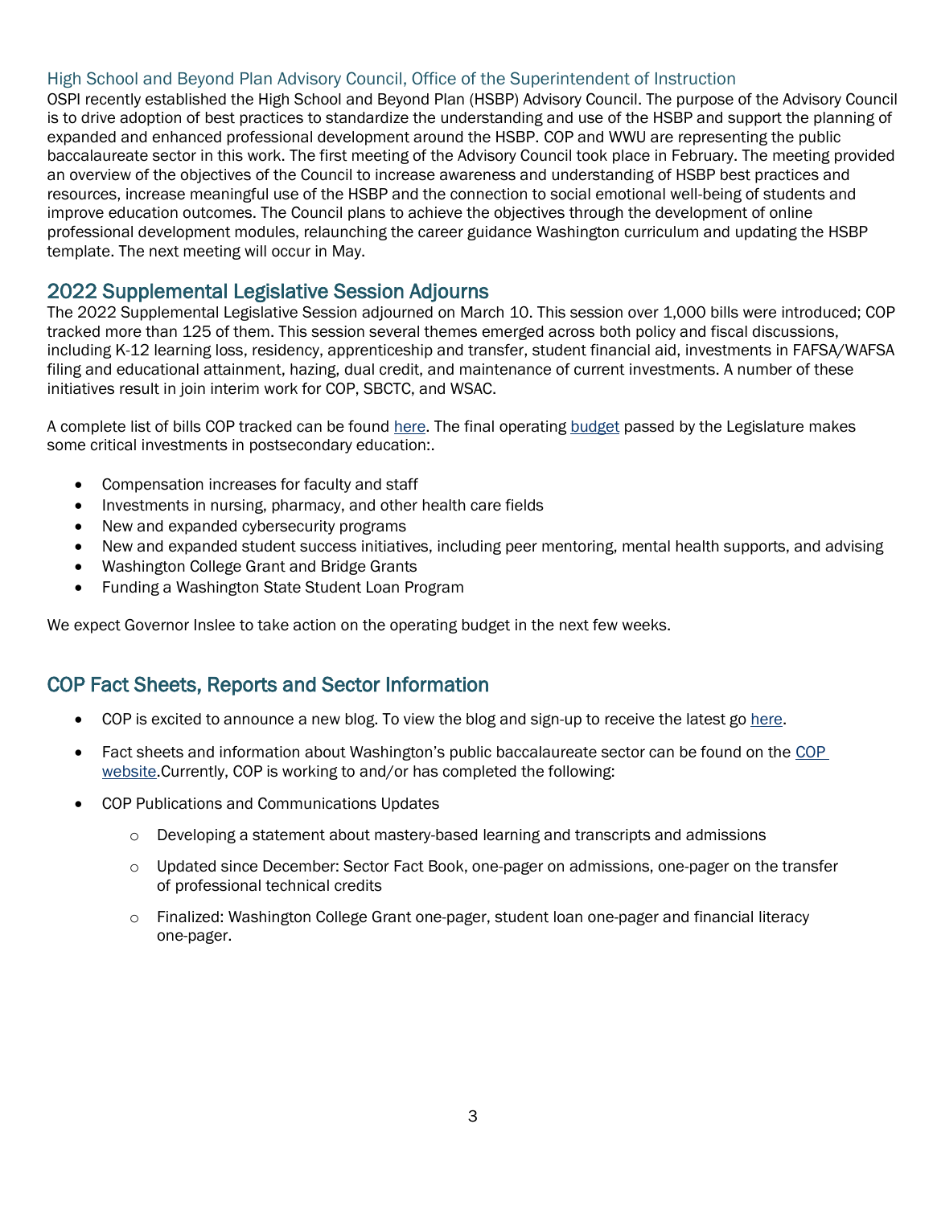### High School and Beyond Plan Advisory Council, Office of the Superintendent of Instruction

OSPI recently established the High School and Beyond Plan (HSBP) Advisory Council. The purpose of the Advisory Council is to drive adoption of best practices to standardize the understanding and use of the HSBP and support the planning of expanded and enhanced professional development around the HSBP. COP and WWU are representing the public baccalaureate sector in this work. The first meeting of the Advisory Council took place in February. The meeting provided an overview of the objectives of the Council to increase awareness and understanding of HSBP best practices and resources, increase meaningful use of the HSBP and the connection to social emotional well-being of students and improve education outcomes. The Council plans to achieve the objectives through the development of online professional development modules, relaunching the career guidance Washington curriculum and updating the HSBP template. The next meeting will occur in May.

## 2022 Supplemental Legislative Session Adjourns

The 2022 Supplemental Legislative Session adjourned on March 10. This session over 1,000 bills were introduced; COP tracked more than 125 of them. This session several themes emerged across both policy and fiscal discussions, including K-12 learning loss, residency, apprenticeship and transfer, student financial aid, investments in FAFSA/WAFSA filing and educational attainment, hazing, dual credit, and maintenance of current investments. A number of these initiatives result in join interim work for COP, SBCTC, and WSAC.

A complete list of bills COP tracked can be found here. The final operating budget passed by the Legislature makes some critical investments in postsecondary education:.

- Compensation increases for faculty and staff
- Investments in nursing, pharmacy, and other health care fields
- New and expanded cybersecurity programs
- New and expanded student success initiatives, including peer mentoring, mental health supports, and advising
- Washington College Grant and Bridge Grants
- Funding a Washington State Student Loan Program

We expect Governor Inslee to take action on the operating budget in the next few weeks.

## COP Fact Sheets, Reports and Sector Information

- COP is excited to announce a new blog. To view the blog and sign-up to receive the latest go here.
- Fact sheets and information about Washington's public baccalaureate sector can be found on the COP website.Currently, COP is working to and/or has completed the following:
- COP Publications and Communications Updates
  - Developing a statement about mastery-based learning and transcripts and admissions
  - Updated since December: Sector Fact Book, one-pager on admissions, one-pager on the transfer of professional technical credits
  - Finalized: Washington College Grant one-pager, student loan one-pager and financial literacy one-pager.